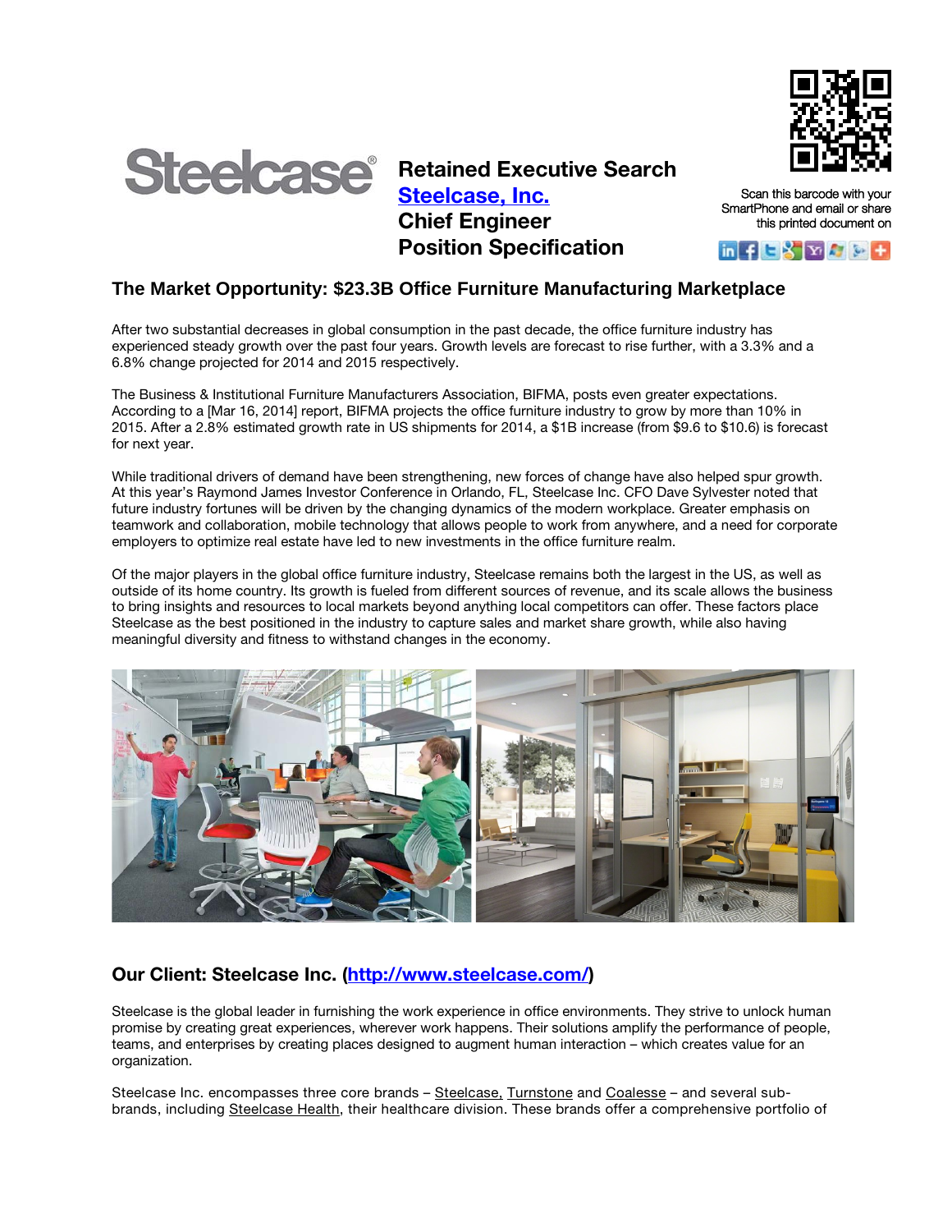Steelcase®

# Retained Executive Search
## [Steelcase, Inc.](#)
## Chief Engineer
## Position Specification

Scan this barcode with your SmartPhone and email or share this printed document on

## The Market Opportunity: $23.3B Office Furniture Manufacturing Marketplace

After two substantial decreases in global consumption in the past decade, the office furniture industry has experienced steady growth over the past four years. Growth levels are forecast to rise further, with a 3.3% and a 6.8% change projected for 2014 and 2015 respectively.

The Business & Institutional Furniture Manufacturers Association, BIFMA, posts even greater expectations. According to a [Mar 16, 2014] report, BIFMA projects the office furniture industry to grow by more than 10% in 2015. After a 2.8% estimated growth rate in US shipments for 2014, a $1B increase (from $9.6 to $10.6) is forecast for next year.

While traditional drivers of demand have been strengthening, new forces of change have also helped spur growth. At this year's Raymond James Investor Conference in Orlando, FL, Steelcase Inc. CFO Dave Sylvester noted that future industry fortunes will be driven by the changing dynamics of the modern workplace. Greater emphasis on teamwork and collaboration, mobile technology that allows people to work from anywhere, and a need for corporate employers to optimize real estate have led to new investments in the office furniture realm.

Of the major players in the global office furniture industry, Steelcase remains both the largest in the US, as well as outside of its home country. Its growth is fueled from different sources of revenue, and its scale allows the business to bring insights and resources to local markets beyond anything local competitors can offer. These factors place Steelcase as the best positioned in the industry to capture sales and market share growth, while also having meaningful diversity and fitness to withstand changes in the economy.

## Our Client: Steelcase Inc. ([http://www.steelcase.com/](http://www.steelcase.com/))

Steelcase is the global leader in furnishing the work experience in office environments. They strive to unlock human promise by creating great experiences, wherever work happens. Their solutions amplify the performance of people, teams, and enterprises by creating places designed to augment human interaction – which creates value for an organization.

Steelcase Inc. encompasses three core brands – Steelcase, Turnstone and Coalesce – and several sub-brands, including Steelcase Health, their healthcare division. These brands offer a comprehensive portfolio of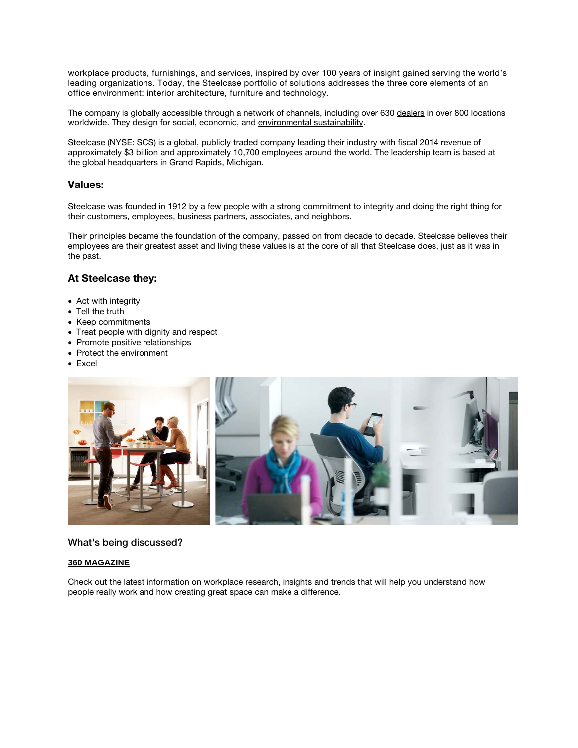workplace products, furnishings, and services, inspired by over 100 years of insight gained serving the world's leading organizations. Today, the Steelcase portfolio of solutions addresses the three core elements of an office environment: interior architecture, furniture and technology.

The company is globally accessible through a network of channels, including over 630 dealers in over 800 locations worldwide. They design for social, economic, and environmental sustainability.

Steelcase (NYSE: SCS) is a global, publicly traded company leading their industry with fiscal 2014 revenue of approximately $3 billion and approximately 10,700 employees around the world. The leadership team is based at the global headquarters in Grand Rapids, Michigan.

## Values:

Steelcase was founded in 1912 by a few people with a strong commitment to integrity and doing the right thing for their customers, employees, business partners, associates, and neighbors.

Their principles became the foundation of the company, passed on from decade to decade. Steelcase believes their employees are their greatest asset and living these values is at the core of all that Steelcase does, just as it was in the past.

## At Steelcase they:

- Act with integrity
- Tell the truth
- Keep commitments
- Treat people with dignity and respect
- Promote positive relationships
- Protect the environment
- Excel

## What's being discussed?

**360 MAGAZINE**

Check out the latest information on workplace research, insights and trends that will help you understand how people really work and how creating great space can make a difference.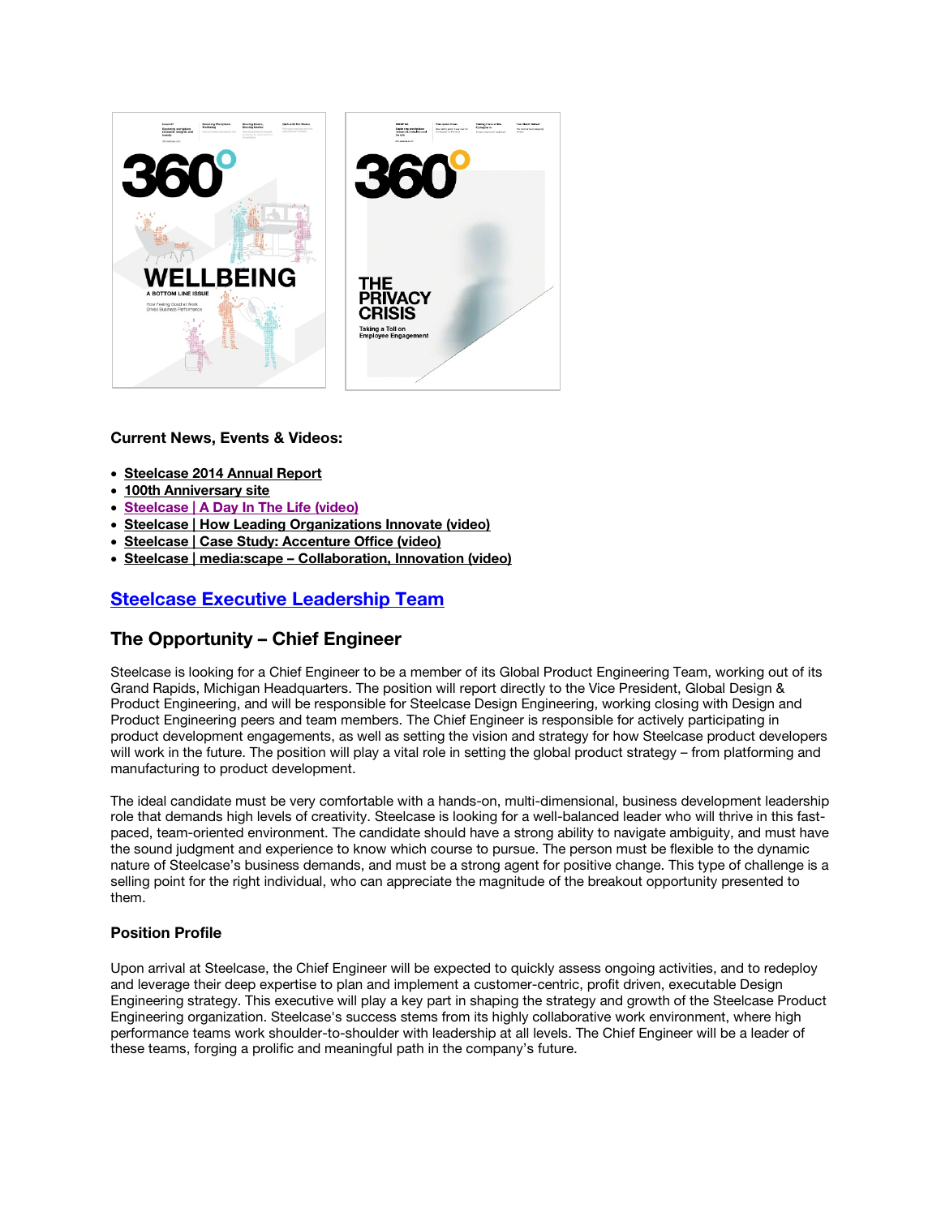**Current News, Events & Videos:**

- **Steelcase 2014 Annual Report**
- **100th Anniversary site**
- **Steelcase | A Day In The Life (video)**
- **Steelcase | How Leading Organizations Innovate (video)**
- **Steelcase | Case Study: Accenture Office (video)**
- **Steelcase | media:scape – Collaboration, Innovation (video)**

## Steelcase Executive Leadership Team

## The Opportunity – Chief Engineer

Steelcase is looking for a Chief Engineer to be a member of its Global Product Engineering Team, working out of its Grand Rapids, Michigan Headquarters. The position will report directly to the Vice President, Global Design & Product Engineering, and will be responsible for Steelcase Design Engineering, working closing with Design and Product Engineering peers and team members. The Chief Engineer is responsible for actively participating in product development engagements, as well as setting the vision and strategy for how Steelcase product developers will work in the future. The position will play a vital role in setting the global product strategy – from platforming and manufacturing to product development.

The ideal candidate must be very comfortable with a hands-on, multi-dimensional, business development leadership role that demands high levels of creativity. Steelcase is looking for a well-balanced leader who will thrive in this fast-paced, team-oriented environment. The candidate should have a strong ability to navigate ambiguity, and must have the sound judgment and experience to know which course to pursue. The person must be flexible to the dynamic nature of Steelcase's business demands, and must be a strong agent for positive change. This type of challenge is a selling point for the right individual, who can appreciate the magnitude of the breakout opportunity presented to them.

### Position Profile

Upon arrival at Steelcase, the Chief Engineer will be expected to quickly assess ongoing activities, and to redeploy and leverage their deep expertise to plan and implement a customer-centric, profit driven, executable Design Engineering strategy. This executive will play a key part in shaping the strategy and growth of the Steelcase Product Engineering organization. Steelcase's success stems from its highly collaborative work environment, where high performance teams work shoulder-to-shoulder with leadership at all levels. The Chief Engineer will be a leader of these teams, forging a prolific and meaningful path in the company's future.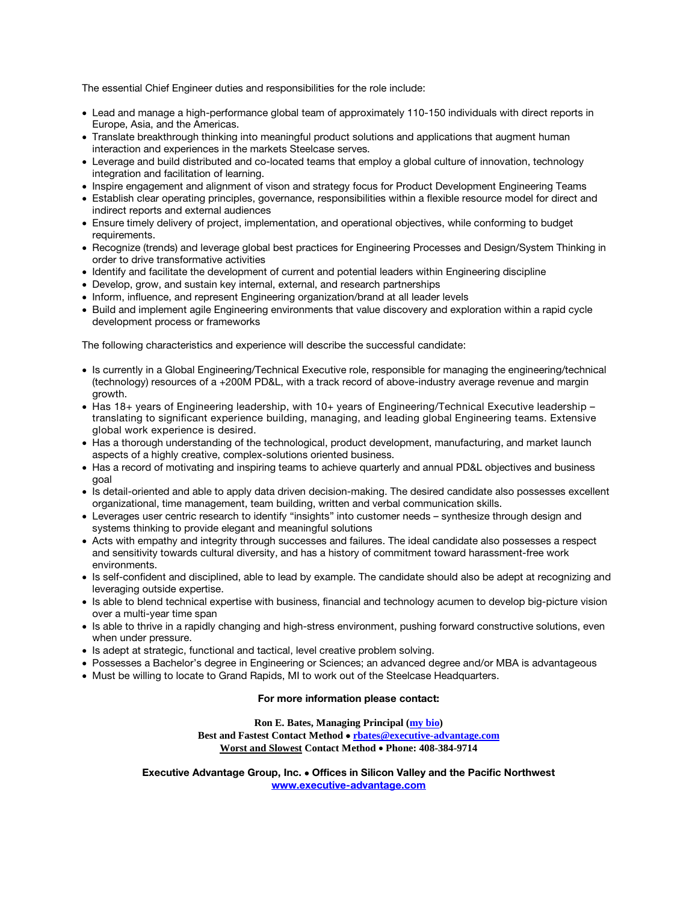The essential Chief Engineer duties and responsibilities for the role include:

- Lead and manage a high-performance global team of approximately 110-150 individuals with direct reports in Europe, Asia, and the Americas.
- Translate breakthrough thinking into meaningful product solutions and applications that augment human interaction and experiences in the markets Steelcase serves.
- Leverage and build distributed and co-located teams that employ a global culture of innovation, technology integration and facilitation of learning.
- Inspire engagement and alignment of vison and strategy focus for Product Development Engineering Teams
- Establish clear operating principles, governance, responsibilities within a flexible resource model for direct and indirect reports and external audiences
- Ensure timely delivery of project, implementation, and operational objectives, while conforming to budget requirements.
- Recognize (trends) and leverage global best practices for Engineering Processes and Design/System Thinking in order to drive transformative activities
- Identify and facilitate the development of current and potential leaders within Engineering discipline
- Develop, grow, and sustain key internal, external, and research partnerships
- Inform, influence, and represent Engineering organization/brand at all leader levels
- Build and implement agile Engineering environments that value discovery and exploration within a rapid cycle development process or frameworks

The following characteristics and experience will describe the successful candidate:

- Is currently in a Global Engineering/Technical Executive role, responsible for managing the engineering/technical (technology) resources of a +200M PD&L, with a track record of above-industry average revenue and margin growth.
- Has 18+ years of Engineering leadership, with 10+ years of Engineering/Technical Executive leadership – translating to significant experience building, managing, and leading global Engineering teams. Extensive global work experience is desired.
- Has a thorough understanding of the technological, product development, manufacturing, and market launch aspects of a highly creative, complex-solutions oriented business.
- Has a record of motivating and inspiring teams to achieve quarterly and annual PD&L objectives and business goal
- Is detail-oriented and able to apply data driven decision-making. The desired candidate also possesses excellent organizational, time management, team building, written and verbal communication skills.
- Leverages user centric research to identify "insights" into customer needs – synthesize through design and systems thinking to provide elegant and meaningful solutions
- Acts with empathy and integrity through successes and failures. The ideal candidate also possesses a respect and sensitivity towards cultural diversity, and has a history of commitment toward harassment-free work environments.
- Is self-confident and disciplined, able to lead by example. The candidate should also be adept at recognizing and leveraging outside expertise.
- Is able to blend technical expertise with business, financial and technology acumen to develop big-picture vision over a multi-year time span
- Is able to thrive in a rapidly changing and high-stress environment, pushing forward constructive solutions, even when under pressure.
- Is adept at strategic, functional and tactical, level creative problem solving.
- Possesses a Bachelor's degree in Engineering or Sciences; an advanced degree and/or MBA is advantageous
- Must be willing to locate to Grand Rapids, MI to work out of the Steelcase Headquarters.

**For more information please contact:**

**Ron E. Bates, Managing Principal ([my bio])**
**Best and Fastest Contact Method • rbates@executive-advantage.com**
**Worst and Slowest Contact Method • Phone: 408-384-9714**

**Executive Advantage Group, Inc. • Offices in Silicon Valley and the Pacific Northwest**
**www.executive-advantage.com**